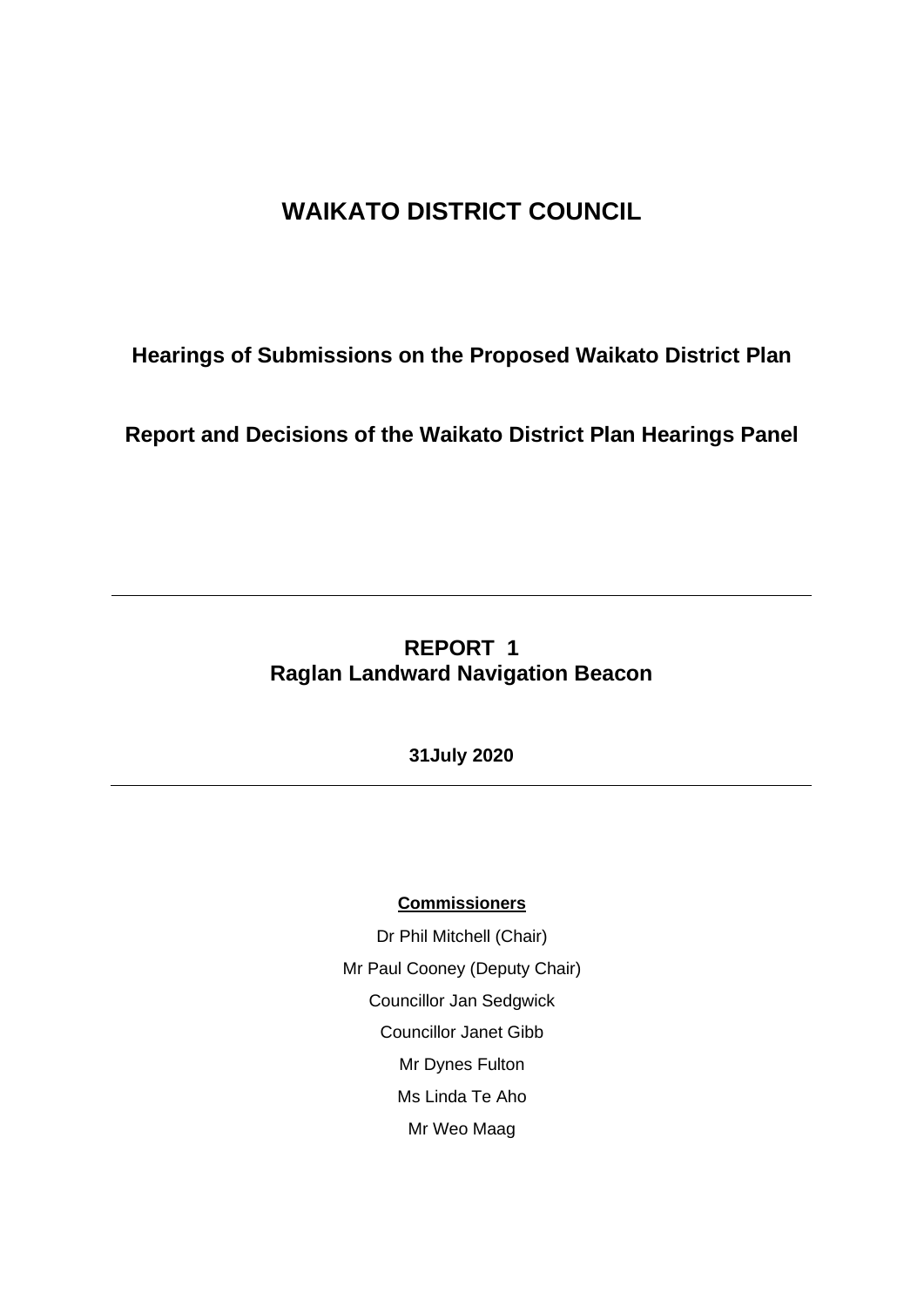# WAIKATO DISTRICT COUNCIL

## Hearings of Submissions on the Proposed Waikato District Plan

## Report and Decisions of the Waikato District Plan Hearings Panel

---

## REPORT 1
## Raglan Landward Navigation Beacon

**31July 2020**

---

**Commissioners**

Dr Phil Mitchell (Chair)

Mr Paul Cooney (Deputy Chair)

Councillor Jan Sedgwick

Councillor Janet Gibb

Mr Dynes Fulton

Ms Linda Te Aho

Mr Weo Maag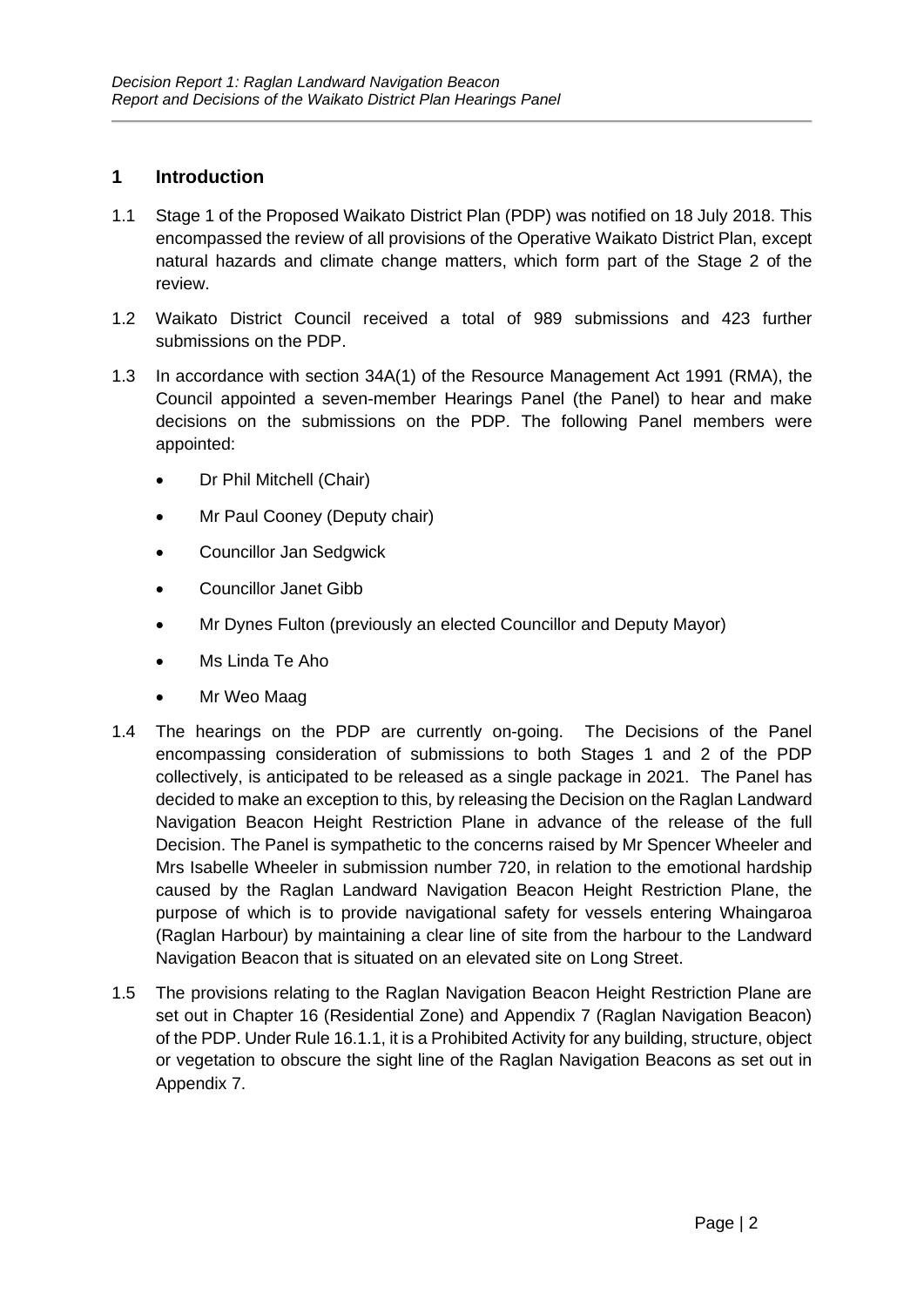## 1 Introduction

1.1 Stage 1 of the Proposed Waikato District Plan (PDP) was notified on 18 July 2018. This encompassed the review of all provisions of the Operative Waikato District Plan, except natural hazards and climate change matters, which form part of the Stage 2 of the review.

1.2 Waikato District Council received a total of 989 submissions and 423 further submissions on the PDP.

1.3 In accordance with section 34A(1) of the Resource Management Act 1991 (RMA), the Council appointed a seven-member Hearings Panel (the Panel) to hear and make decisions on the submissions on the PDP. The following Panel members were appointed:

- Dr Phil Mitchell (Chair)
- Mr Paul Cooney (Deputy chair)
- Councillor Jan Sedgwick
- Councillor Janet Gibb
- Mr Dynes Fulton (previously an elected Councillor and Deputy Mayor)
- Ms Linda Te Aho
- Mr Weo Maag

1.4 The hearings on the PDP are currently on-going. The Decisions of the Panel encompassing consideration of submissions to both Stages 1 and 2 of the PDP collectively, is anticipated to be released as a single package in 2021. The Panel has decided to make an exception to this, by releasing the Decision on the Raglan Landward Navigation Beacon Height Restriction Plane in advance of the release of the full Decision. The Panel is sympathetic to the concerns raised by Mr Spencer Wheeler and Mrs Isabelle Wheeler in submission number 720, in relation to the emotional hardship caused by the Raglan Landward Navigation Beacon Height Restriction Plane, the purpose of which is to provide navigational safety for vessels entering Whaingaroa (Raglan Harbour) by maintaining a clear line of site from the harbour to the Landward Navigation Beacon that is situated on an elevated site on Long Street.

1.5 The provisions relating to the Raglan Navigation Beacon Height Restriction Plane are set out in Chapter 16 (Residential Zone) and Appendix 7 (Raglan Navigation Beacon) of the PDP. Under Rule 16.1.1, it is a Prohibited Activity for any building, structure, object or vegetation to obscure the sight line of the Raglan Navigation Beacons as set out in Appendix 7.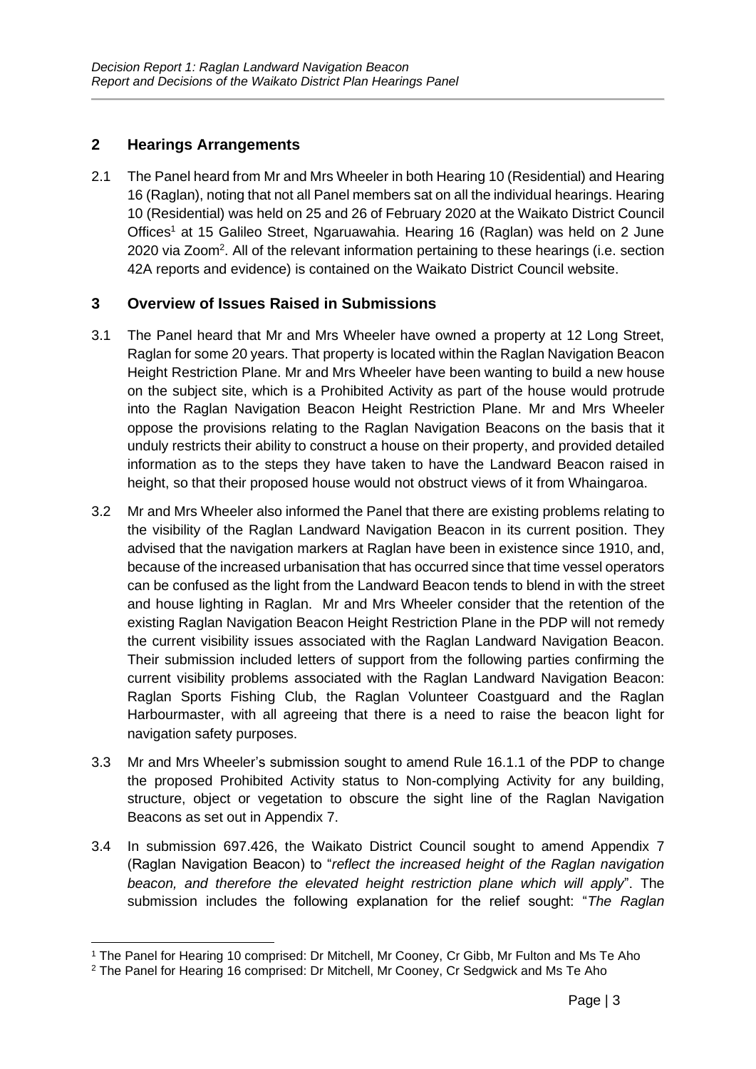## 2 Hearings Arrangements

2.1 The Panel heard from Mr and Mrs Wheeler in both Hearing 10 (Residential) and Hearing 16 (Raglan), noting that not all Panel members sat on all the individual hearings. Hearing 10 (Residential) was held on 25 and 26 of February 2020 at the Waikato District Council Offices[1] at 15 Galileo Street, Ngaruawahia. Hearing 16 (Raglan) was held on 2 June 2020 via Zoom[2]. All of the relevant information pertaining to these hearings (i.e. section 42A reports and evidence) is contained on the Waikato District Council website.

## 3 Overview of Issues Raised in Submissions

3.1 The Panel heard that Mr and Mrs Wheeler have owned a property at 12 Long Street, Raglan for some 20 years. That property is located within the Raglan Navigation Beacon Height Restriction Plane. Mr and Mrs Wheeler have been wanting to build a new house on the subject site, which is a Prohibited Activity as part of the house would protrude into the Raglan Navigation Beacon Height Restriction Plane. Mr and Mrs Wheeler oppose the provisions relating to the Raglan Navigation Beacons on the basis that it unduly restricts their ability to construct a house on their property, and provided detailed information as to the steps they have taken to have the Landward Beacon raised in height, so that their proposed house would not obstruct views of it from Whaingaroa.

3.2 Mr and Mrs Wheeler also informed the Panel that there are existing problems relating to the visibility of the Raglan Landward Navigation Beacon in its current position. They advised that the navigation markers at Raglan have been in existence since 1910, and, because of the increased urbanisation that has occurred since that time vessel operators can be confused as the light from the Landward Beacon tends to blend in with the street and house lighting in Raglan. Mr and Mrs Wheeler consider that the retention of the existing Raglan Navigation Beacon Height Restriction Plane in the PDP will not remedy the current visibility issues associated with the Raglan Landward Navigation Beacon. Their submission included letters of support from the following parties confirming the current visibility problems associated with the Raglan Landward Navigation Beacon: Raglan Sports Fishing Club, the Raglan Volunteer Coastguard and the Raglan Harbourmaster, with all agreeing that there is a need to raise the beacon light for navigation safety purposes.

3.3 Mr and Mrs Wheeler's submission sought to amend Rule 16.1.1 of the PDP to change the proposed Prohibited Activity status to Non-complying Activity for any building, structure, object or vegetation to obscure the sight line of the Raglan Navigation Beacons as set out in Appendix 7.

3.4 In submission 697.426, the Waikato District Council sought to amend Appendix 7 (Raglan Navigation Beacon) to "*reflect the increased height of the Raglan navigation beacon, and therefore the elevated height restriction plane which will apply*". The submission includes the following explanation for the relief sought: "*The Raglan*

[1] The Panel for Hearing 10 comprised: Dr Mitchell, Mr Cooney, Cr Gibb, Mr Fulton and Ms Te Aho

[2] The Panel for Hearing 16 comprised: Dr Mitchell, Mr Cooney, Cr Sedgwick and Ms Te Aho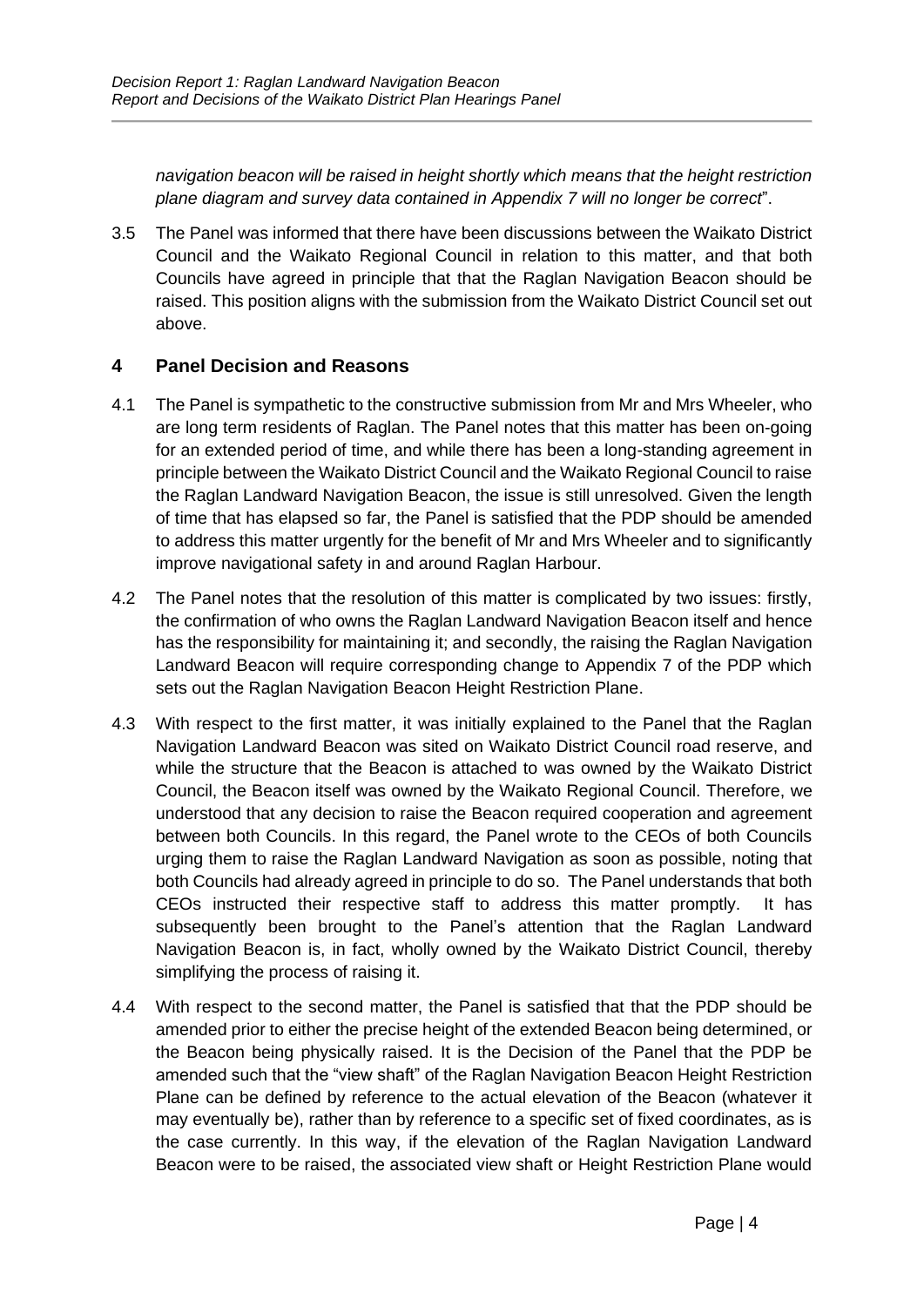*navigation beacon will be raised in height shortly which means that the height restriction plane diagram and survey data contained in Appendix 7 will no longer be correct*".

3.5 The Panel was informed that there have been discussions between the Waikato District Council and the Waikato Regional Council in relation to this matter, and that both Councils have agreed in principle that that the Raglan Navigation Beacon should be raised. This position aligns with the submission from the Waikato District Council set out above.

## 4 Panel Decision and Reasons

4.1 The Panel is sympathetic to the constructive submission from Mr and Mrs Wheeler, who are long term residents of Raglan. The Panel notes that this matter has been on-going for an extended period of time, and while there has been a long-standing agreement in principle between the Waikato District Council and the Waikato Regional Council to raise the Raglan Landward Navigation Beacon, the issue is still unresolved. Given the length of time that has elapsed so far, the Panel is satisfied that the PDP should be amended to address this matter urgently for the benefit of Mr and Mrs Wheeler and to significantly improve navigational safety in and around Raglan Harbour.

4.2 The Panel notes that the resolution of this matter is complicated by two issues: firstly, the confirmation of who owns the Raglan Landward Navigation Beacon itself and hence has the responsibility for maintaining it; and secondly, the raising the Raglan Navigation Landward Beacon will require corresponding change to Appendix 7 of the PDP which sets out the Raglan Navigation Beacon Height Restriction Plane.

4.3 With respect to the first matter, it was initially explained to the Panel that the Raglan Navigation Landward Beacon was sited on Waikato District Council road reserve, and while the structure that the Beacon is attached to was owned by the Waikato District Council, the Beacon itself was owned by the Waikato Regional Council. Therefore, we understood that any decision to raise the Beacon required cooperation and agreement between both Councils. In this regard, the Panel wrote to the CEOs of both Councils urging them to raise the Raglan Landward Navigation as soon as possible, noting that both Councils had already agreed in principle to do so. The Panel understands that both CEOs instructed their respective staff to address this matter promptly. It has subsequently been brought to the Panel's attention that the Raglan Landward Navigation Beacon is, in fact, wholly owned by the Waikato District Council, thereby simplifying the process of raising it.

4.4 With respect to the second matter, the Panel is satisfied that that the PDP should be amended prior to either the precise height of the extended Beacon being determined, or the Beacon being physically raised. It is the Decision of the Panel that the PDP be amended such that the "view shaft" of the Raglan Navigation Beacon Height Restriction Plane can be defined by reference to the actual elevation of the Beacon (whatever it may eventually be), rather than by reference to a specific set of fixed coordinates, as is the case currently. In this way, if the elevation of the Raglan Navigation Landward Beacon were to be raised, the associated view shaft or Height Restriction Plane would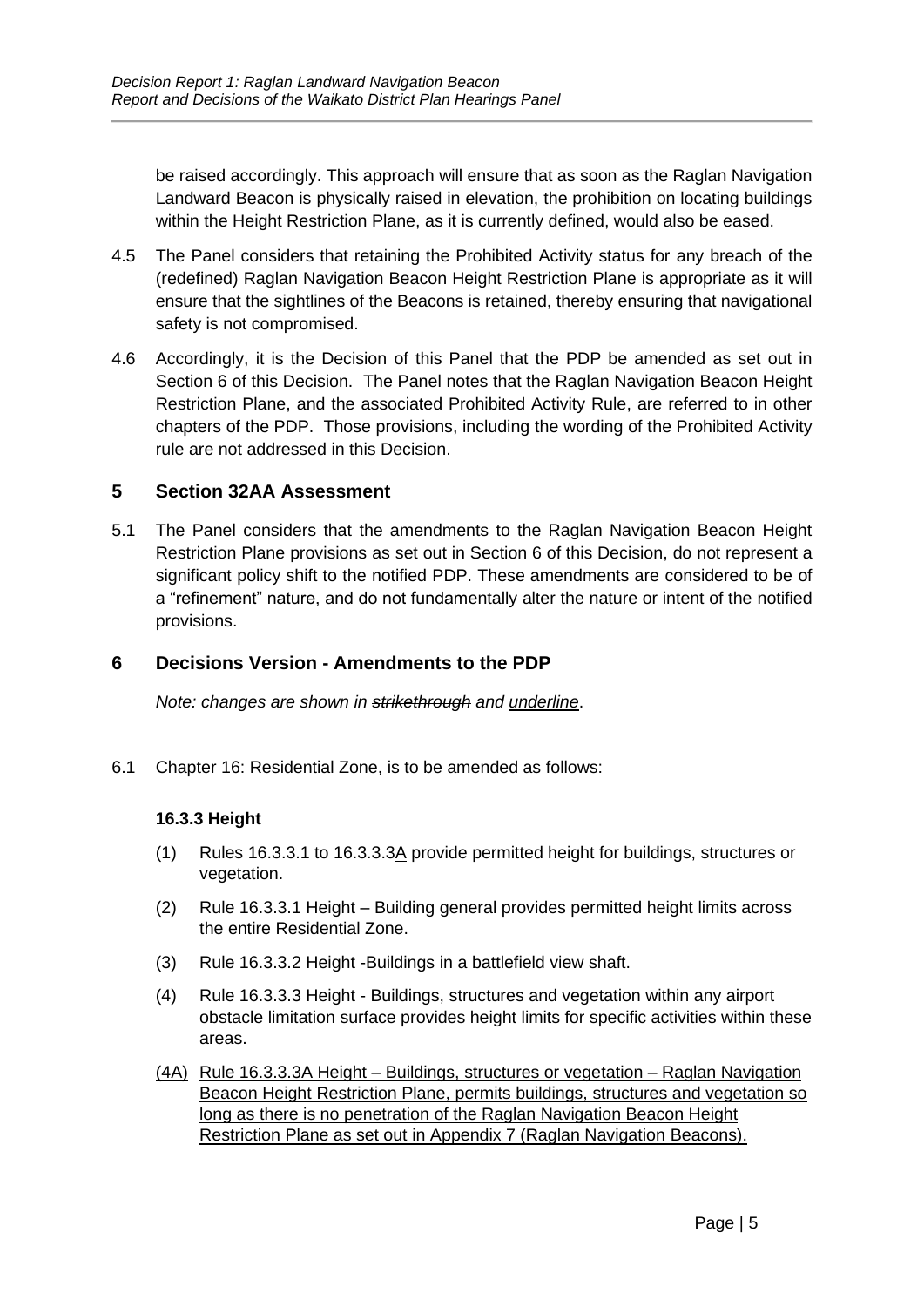be raised accordingly. This approach will ensure that as soon as the Raglan Navigation Landward Beacon is physically raised in elevation, the prohibition on locating buildings within the Height Restriction Plane, as it is currently defined, would also be eased.

4.5 The Panel considers that retaining the Prohibited Activity status for any breach of the (redefined) Raglan Navigation Beacon Height Restriction Plane is appropriate as it will ensure that the sightlines of the Beacons is retained, thereby ensuring that navigational safety is not compromised.

4.6 Accordingly, it is the Decision of this Panel that the PDP be amended as set out in Section 6 of this Decision. The Panel notes that the Raglan Navigation Beacon Height Restriction Plane, and the associated Prohibited Activity Rule, are referred to in other chapters of the PDP. Those provisions, including the wording of the Prohibited Activity rule are not addressed in this Decision.

## 5 Section 32AA Assessment

5.1 The Panel considers that the amendments to the Raglan Navigation Beacon Height Restriction Plane provisions as set out in Section 6 of this Decision, do not represent a significant policy shift to the notified PDP. These amendments are considered to be of a "refinement" nature, and do not fundamentally alter the nature or intent of the notified provisions.

## 6 Decisions Version - Amendments to the PDP

*Note: changes are shown in ~~strikethrough~~ and <u>underline</u>.*

6.1 Chapter 16: Residential Zone, is to be amended as follows:

**16.3.3 Height**

(1) Rules 16.3.3.1 to 16.3.3.3<u>A</u> provide permitted height for buildings, structures or vegetation.

(2) Rule 16.3.3.1 Height – Building general provides permitted height limits across the entire Residential Zone.

(3) Rule 16.3.3.2 Height -Buildings in a battlefield view shaft.

(4) Rule 16.3.3.3 Height - Buildings, structures and vegetation within any airport obstacle limitation surface provides height limits for specific activities within these areas.

<u>(4A) Rule 16.3.3.3A Height – Buildings, structures or vegetation – Raglan Navigation Beacon Height Restriction Plane, permits buildings, structures and vegetation so long as there is no penetration of the Raglan Navigation Beacon Height Restriction Plane as set out in Appendix 7 (Raglan Navigation Beacons).</u>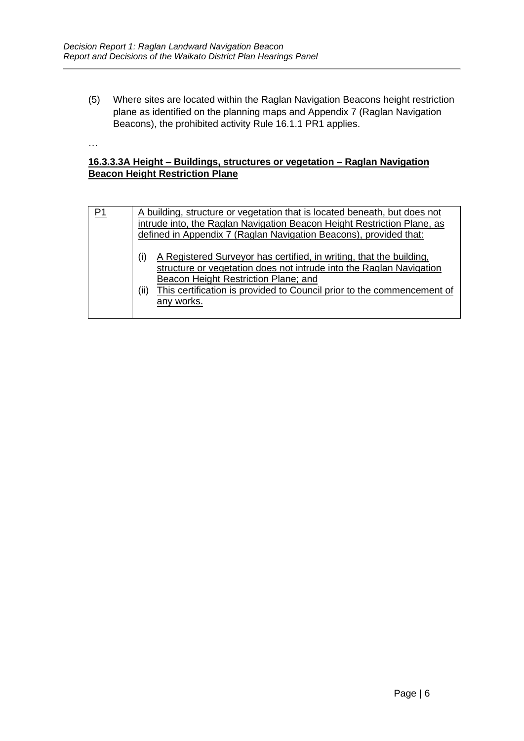(5) Where sites are located within the Raglan Navigation Beacons height restriction plane as identified on the planning maps and Appendix 7 (Raglan Navigation Beacons), the prohibited activity Rule 16.1.1 PR1 applies.

…

**16.3.3.3A Height – Buildings, structures or vegetation – Raglan Navigation Beacon Height Restriction Plane**

| P1 | A building, structure or vegetation that is located beneath, but does not intrude into, the Raglan Navigation Beacon Height Restriction Plane, as defined in Appendix 7 (Raglan Navigation Beacons), provided that:<br><br>(i) A Registered Surveyor has certified, in writing, that the building, structure or vegetation does not intrude into the Raglan Navigation Beacon Height Restriction Plane; and<br>(ii) This certification is provided to Council prior to the commencement of any works. |
|---|---|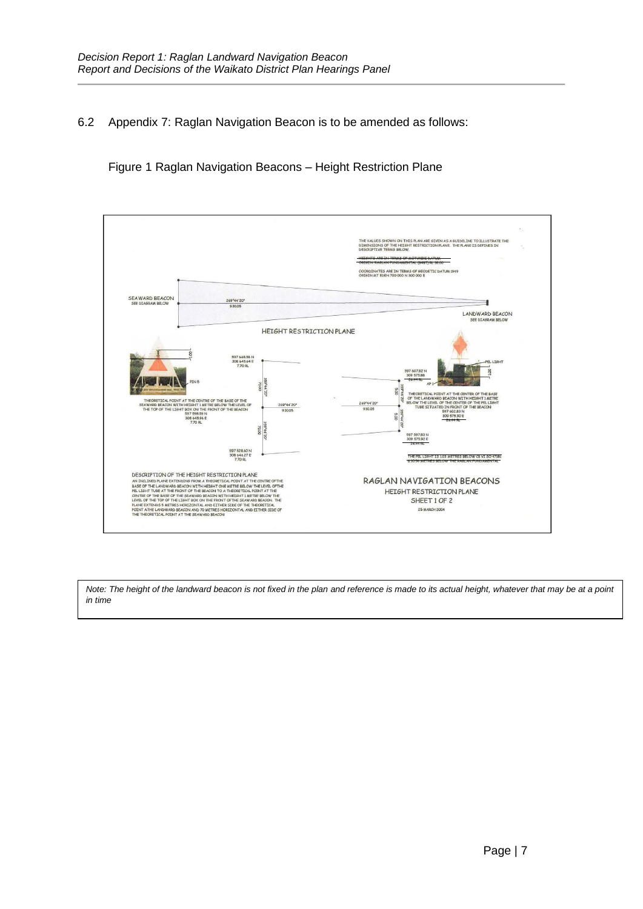6.2 Appendix 7: Raglan Navigation Beacon is to be amended as follows:

Figure 1 Raglan Navigation Beacons – Height Restriction Plane

THE VALUES SHOWN ON THIS PLAN ARE GIVEN AS A GUIDELINE TO ILLUSTRATE THE DIMENSIONS OF THE HEIGHT RESTRICTION PLANE. THE PLANE IS DEFINED IN DESCRIPTIVE TERMS BELOW.

~~HEIGHTS ARE IN TERMS OF MOTURIKI DATUM~~
~~ORIGIN RAGLAN FUNDAMENTAL (B4B1) RL 38.00~~

COORDINATES ARE IN TERMS OF GEODETIC DATUM 1949
ORIGIN MT EDEN 700 000 N 300 000 E

SEAWARD BEACON
SEE DIAGRAM BELOW

269°44'20"
930.05

LANDWARD BEACON
SEE DIAGRAM BELOW

HEIGHT RESTRICTION PLANE

PIN B

597 668.58 N
308 645.64 E
7.70 RL

THEORETICAL POINT AT THE CENTRE OF THE BASE OF THE SEAWARD BEACON WITH HEIGHT 1 METRE BELOW THE LEVEL OF THE TOP OF THE LIGHT BOX ON THE FRONT OF THE BEACON
597 598.59 N
308 645.96 E
7.70 RL

597 528.60 N
308 646.27 E
7.70 RL

PEL LIGHT

597 607.82 N
309 575.88
~~24.44 RL~~

AP 1

THEORETICAL POINT AT THE CENTER OF THE BASE OF THE LANDWARD BEACON WITH HEIGHT 1 METRE BELOW THE LEVEL OF THE CENTER OF THE PEL LIGHT TUBE SITUATED IN FRONT OF THE BEACON
597 602.83 N
309 575.90 E
~~24.44 RL~~

597 597.83 N
309 575.92 E
~~24.44 RL~~

~~THE PEL LIGHT IS 1.03 METRES BELOW CS VI SO 47081~~
~~8.50.96 METRES BELOW THE RAGLAN FUNDAMENTAL~~

DESCRIPTION OF THE HEIGHT RESTRICTION PLANE
AN INCLINED PLANE EXTENDING FROM A THEORETICAL POINT AT THE CENTRE OF THE BASE OF THE LANDWARD BEACON WITH HEIGHT ONE METRE BELOW THE LEVEL OF THE PEL LIGHT TUBE AT THE FRONT OF THE BEACON TO A THEORETICAL POINT AT THE CENTRE OF THE BASE OF THE SEAWARD BEACON WITH HEIGHT 1 METRE BELOW THE LEVEL OF THE TOP OF THE LIGHT BOX ON THE FRONT OF THE SEAWARD BEACON. THE PLANE EXTENDS 5 METRES HORIZONTAL AND EITHER SIDE OF THE THEORETICAL POINT AT THE LANDWARD BEACON AND 70 METRES HORIZONTAL AND EITHER SIDE OF THE THEORETICAL POINT AT THE SEAWARD BEACON

RAGLAN NAVIGATION BEACONS
HEIGHT RESTRICTION PLANE
SHEET 1 OF 2
25 MARCH 2004

*Note: The height of the landward beacon is not fixed in the plan and reference is made to its actual height, whatever that may be at a point in time*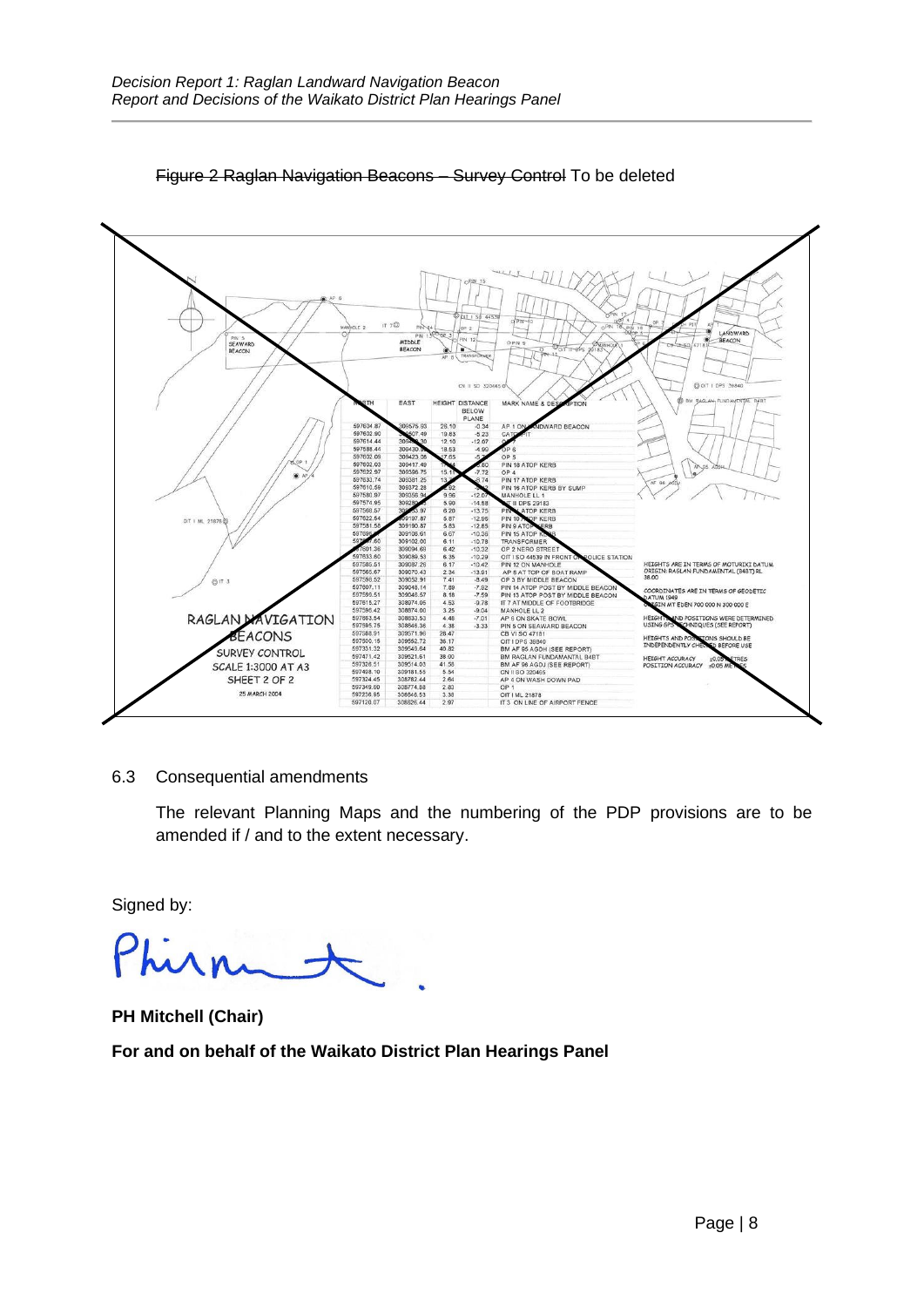~~Figure 2 Raglan Navigation Beacons – Survey Control~~ To be deleted

RAGLAN NAVIGATION BEACONS
SURVEY CONTROL
SCALE 1:3000 AT A3
SHEET 2 OF 2
25 MARCH 2004

## 6.3 Consequential amendments

The relevant Planning Maps and the numbering of the PDP provisions are to be amended if / and to the extent necessary.

Signed by:

**PH Mitchell (Chair)**

**For and on behalf of the Waikato District Plan Hearings Panel**